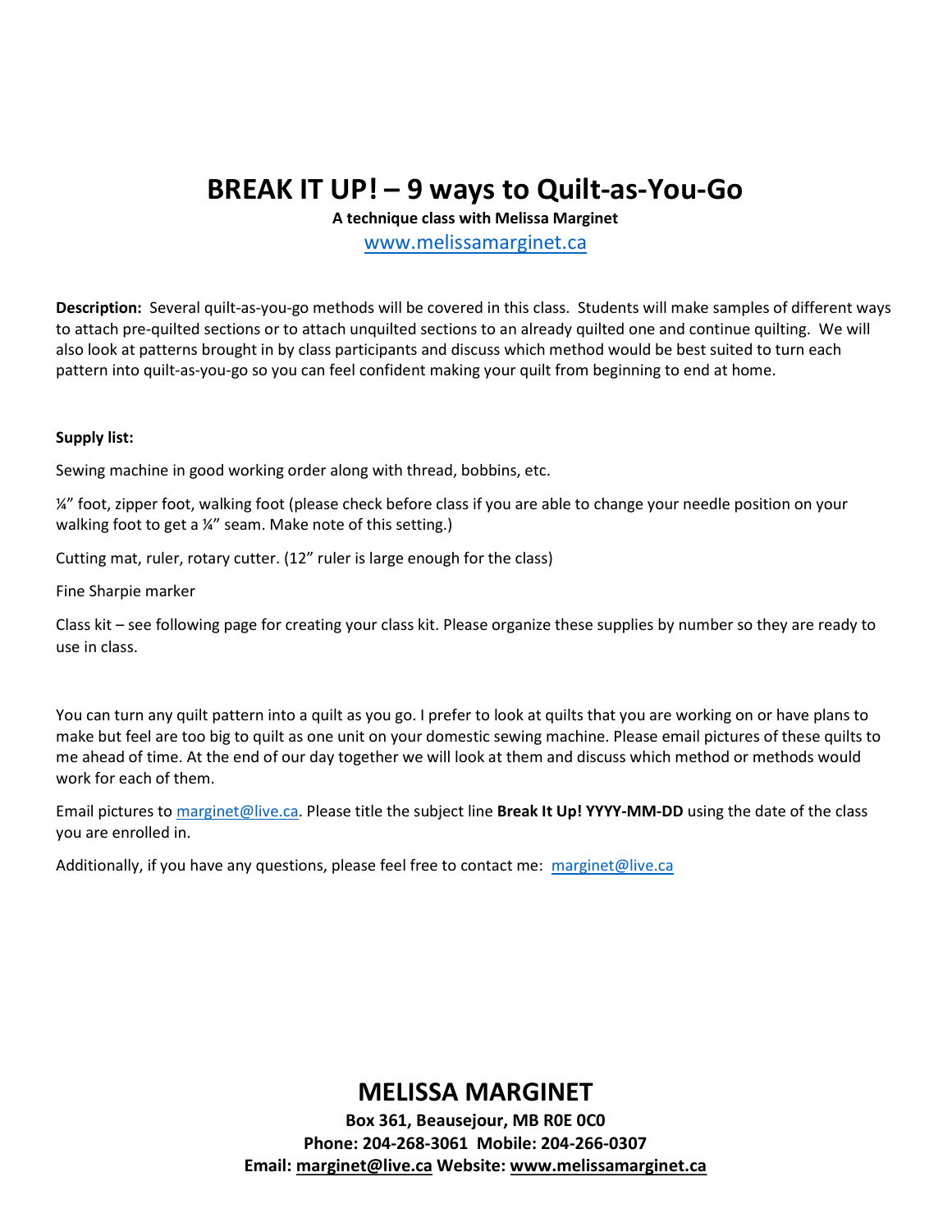# BREAK IT UP! – 9 ways to Quilt-as-You-Go

**A technique class with Melissa Marginet**

www.melissamarginet.ca

**Description:** Several quilt-as-you-go methods will be covered in this class. Students will make samples of different ways to attach pre-quilted sections or to attach unquilted sections to an already quilted one and continue quilting. We will also look at patterns brought in by class participants and discuss which method would be best suited to turn each pattern into quilt-as-you-go so you can feel confident making your quilt from beginning to end at home.

**Supply list:**

Sewing machine in good working order along with thread, bobbins, etc.

¼" foot, zipper foot, walking foot (please check before class if you are able to change your needle position on your walking foot to get a ¼" seam. Make note of this setting.)

Cutting mat, ruler, rotary cutter. (12" ruler is large enough for the class)

Fine Sharpie marker

Class kit – see following page for creating your class kit. Please organize these supplies by number so they are ready to use in class.

You can turn any quilt pattern into a quilt as you go. I prefer to look at quilts that you are working on or have plans to make but feel are too big to quilt as one unit on your domestic sewing machine. Please email pictures of these quilts to me ahead of time. At the end of our day together we will look at them and discuss which method or methods would work for each of them.

Email pictures to marginet@live.ca. Please title the subject line **Break It Up! YYYY-MM-DD** using the date of the class you are enrolled in.

Additionally, if you have any questions, please feel free to contact me: marginet@live.ca

## MELISSA MARGINET

**Box 361, Beausejour, MB R0E 0C0**
**Phone: 204-268-3061 Mobile: 204-266-0307**
**Email: marginet@live.ca Website: www.melissamarginet.ca**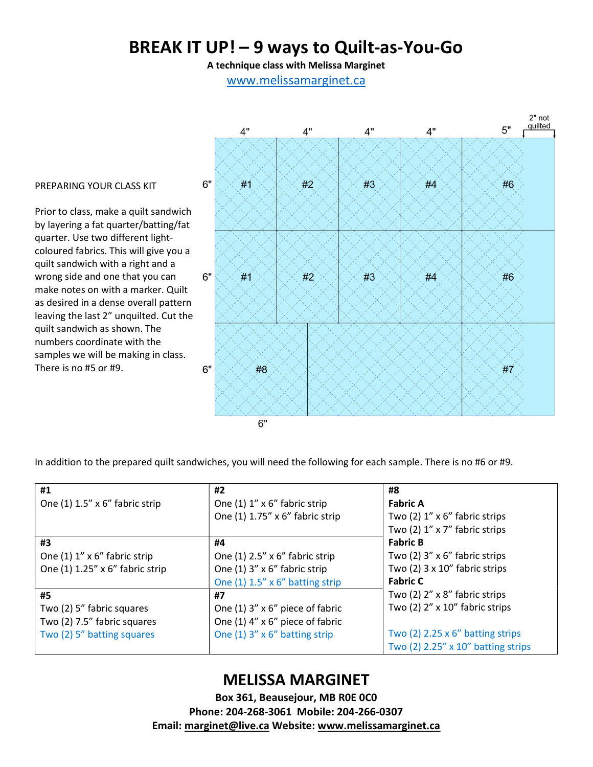# BREAK IT UP! – 9 ways to Quilt-as-You-Go

**A technique class with Melissa Marginet**

www.melissamarginet.ca

PREPARING YOUR CLASS KIT

Prior to class, make a quilt sandwich by layering a fat quarter/batting/fat quarter. Use two different light-coloured fabrics. This will give you a quilt sandwich with a right and a wrong side and one that you can make notes on with a marker. Quilt as desired in a dense overall pattern leaving the last 2" unquilted. Cut the quilt sandwich as shown. The numbers coordinate with the samples we will be making in class. There is no #5 or #9.

4" 4" 4" 4" 5" 2" not quilted

6" #1 #2 #3 #4 #6

6" #1 #2 #3 #4 #6

6" #8 #7

6"

In addition to the prepared quilt sandwiches, you will need the following for each sample. There is no #6 or #9.

| | | |
|---|---|---|
| **#1**<br>One (1) 1.5" x 6" fabric strip | **#2**<br>One (1) 1" x 6" fabric strip<br>One (1) 1.75" x 6" fabric strip | **#8**<br>**Fabric A**<br>Two (2) 1" x 6" fabric strips<br>Two (2) 1" x 7" fabric strips<br>**Fabric B**<br>Two (2) 3" x 6" fabric strips<br>Two (2) 3 x 10" fabric strips<br>**Fabric C**<br>Two (2) 2" x 8" fabric strips<br>Two (2) 2" x 10" fabric strips<br><br>Two (2) 2.25 x 6" batting strips<br>Two (2) 2.25" x 10" batting strips |
| **#3**<br>One (1) 1" x 6" fabric strip<br>One (1) 1.25" x 6" fabric strip | **#4**<br>One (1) 2.5" x 6" fabric strip<br>One (1) 3" x 6" fabric strip<br>One (1) 1.5" x 6" batting strip | |
| **#5**<br>Two (2) 5" fabric squares<br>Two (2) 7.5" fabric squares<br>Two (2) 5" batting squares | **#7**<br>One (1) 3" x 6" piece of fabric<br>One (1) 4" x 6" piece of fabric<br>One (1) 3" x 6" batting strip | |

## MELISSA MARGINET

**Box 361, Beausejour, MB R0E 0C0**
**Phone: 204-268-3061 Mobile: 204-266-0307**
**Email: marginet@live.ca Website: www.melissamarginet.ca**